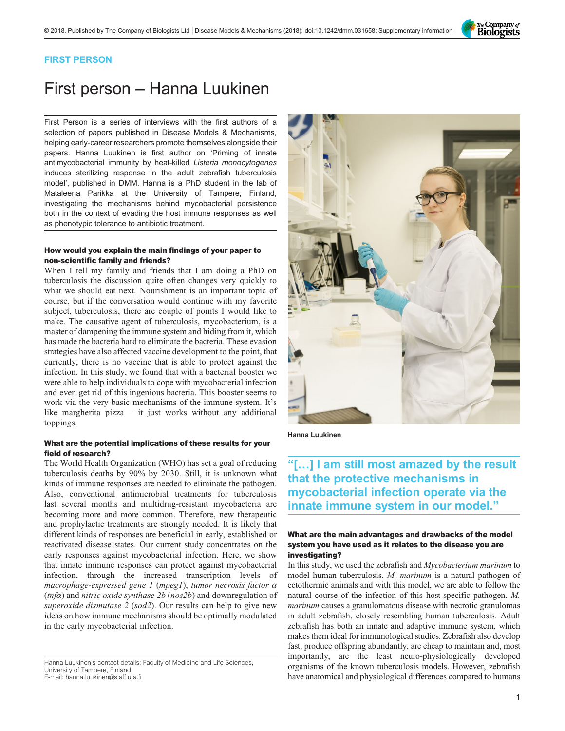FIRST PERSON

# First person – Hanna Luukinen

First Person is a series of interviews with the first authors of a selection of papers published in Disease Models & Mechanisms, helping early-career researchers promote themselves alongside their papers. Hanna Luukinen is first author on 'Priming of innate antimycobacterial immunity by heat-killed *Listeria monocytogenes* induces sterilizing response in the adult zebrafish tuberculosis model', published in DMM. Hanna is a PhD student in the lab of Mataleena Parikka at the University of Tampere, Finland, investigating the mechanisms behind mycobacterial persistence both in the context of evading the host immune responses as well as phenotypic tolerance to antibiotic treatment.

Hanna Luukinen

### How would you explain the main findings of your paper to non-scientific family and friends?

When I tell my family and friends that I am doing a PhD on tuberculosis the discussion quite often changes very quickly to what we should eat next. Nourishment is an important topic of course, but if the conversation would continue with my favorite subject, tuberculosis, there are couple of points I would like to make. The causative agent of tuberculosis, mycobacterium, is a master of dampening the immune system and hiding from it, which has made the bacteria hard to eliminate the bacteria. These evasion strategies have also affected vaccine development to the point, that currently, there is no vaccine that is able to protect against the infection. In this study, we found that with a bacterial booster we were able to help individuals to cope with mycobacterial infection and even get rid of this ingenious bacteria. This booster seems to work via the very basic mechanisms of the immune system. It's like margherita pizza – it just works without any additional toppings.

### What are the potential implications of these results for your field of research?

The World Health Organization (WHO) has set a goal of reducing tuberculosis deaths by 90% by 2030. Still, it is unknown what kinds of immune responses are needed to eliminate the pathogen. Also, conventional antimicrobial treatments for tuberculosis last several months and multidrug-resistant mycobacteria are becoming more and more common. Therefore, new therapeutic and prophylactic treatments are strongly needed. It is likely that different kinds of responses are beneficial in early, established or reactivated disease states. Our current study concentrates on the early responses against mycobacterial infection. Here, we show that innate immune responses can protect against mycobacterial infection, through the increased transcription levels of *macrophage-expressed gene 1* (*mpeg1*), *tumor necrosis factor α* (*tnfα*) and *nitric oxide synthase 2b* (*nos2b*) and downregulation of *superoxide dismutase 2* (*sod2*). Our results can help to give new ideas on how immune mechanisms should be optimally modulated in the early mycobacterial infection.

**"[…] I am still most amazed by the result that the protective mechanisms in mycobacterial infection operate via the innate immune system in our model."**

### What are the main advantages and drawbacks of the model system you have used as it relates to the disease you are investigating?

In this study, we used the zebrafish and *Mycobacterium marinum* to model human tuberculosis. *M. marinum* is a natural pathogen of ectothermic animals and with this model, we are able to follow the natural course of the infection of this host-specific pathogen. *M. marinum* causes a granulomatous disease with necrotic granulomas in adult zebrafish, closely resembling human tuberculosis. Adult zebrafish has both an innate and adaptive immune system, which makes them ideal for immunological studies. Zebrafish also develop fast, produce offspring abundantly, are cheap to maintain and, most importantly, are the least neuro-physiologically developed organisms of the known tuberculosis models. However, zebrafish have anatomical and physiological differences compared to humans

Hanna Luukinen's contact details: Faculty of Medicine and Life Sciences, University of Tampere, Finland.
E-mail: hanna.luukinen@staff.uta.fi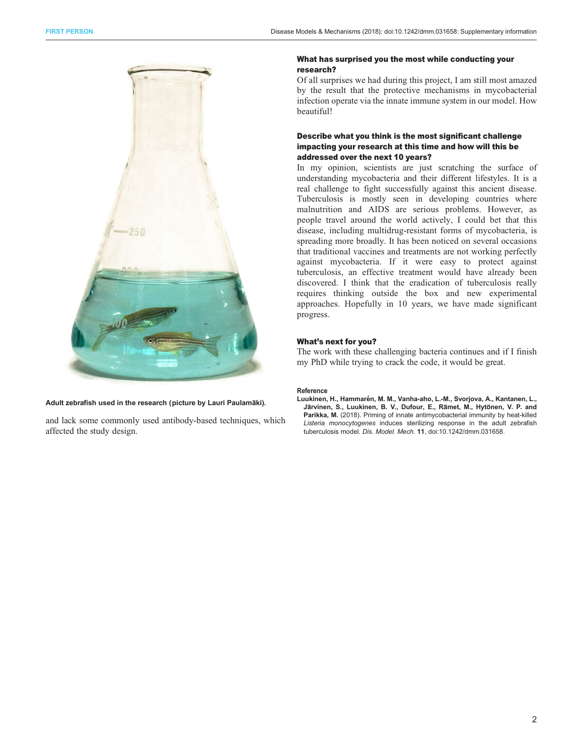Adult zebrafish used in the research (picture by Lauri Paulamäki).

and lack some commonly used antibody-based techniques, which affected the study design.

### What has surprised you the most while conducting your research?

Of all surprises we had during this project, I am still most amazed by the result that the protective mechanisms in mycobacterial infection operate via the innate immune system in our model. How beautiful!

### Describe what you think is the most significant challenge impacting your research at this time and how will this be addressed over the next 10 years?

In my opinion, scientists are just scratching the surface of understanding mycobacteria and their different lifestyles. It is a real challenge to fight successfully against this ancient disease. Tuberculosis is mostly seen in developing countries where malnutrition and AIDS are serious problems. However, as people travel around the world actively, I could bet that this disease, including multidrug-resistant forms of mycobacteria, is spreading more broadly. It has been noticed on several occasions that traditional vaccines and treatments are not working perfectly against mycobacteria. If it were easy to protect against tuberculosis, an effective treatment would have already been discovered. I think that the eradication of tuberculosis really requires thinking outside the box and new experimental approaches. Hopefully in 10 years, we have made significant progress.

### What's next for you?

The work with these challenging bacteria continues and if I finish my PhD while trying to crack the code, it would be great.

#### Reference

**Luukinen, H., Hammarén, M. M., Vanha-aho, L.-M., Svorjova, A., Kantanen, L., Järvinen, S., Luukinen, B. V., Dufour, E., Rämet, M., Hytönen, V. P. and Parikka, M.** (2018). Priming of innate antimycobacterial immunity by heat-killed *Listeria monocytogenes* induces sterilizing response in the adult zebrafish tuberculosis model. *Dis. Model. Mech.* **11**, doi:10.1242/dmm.031658.